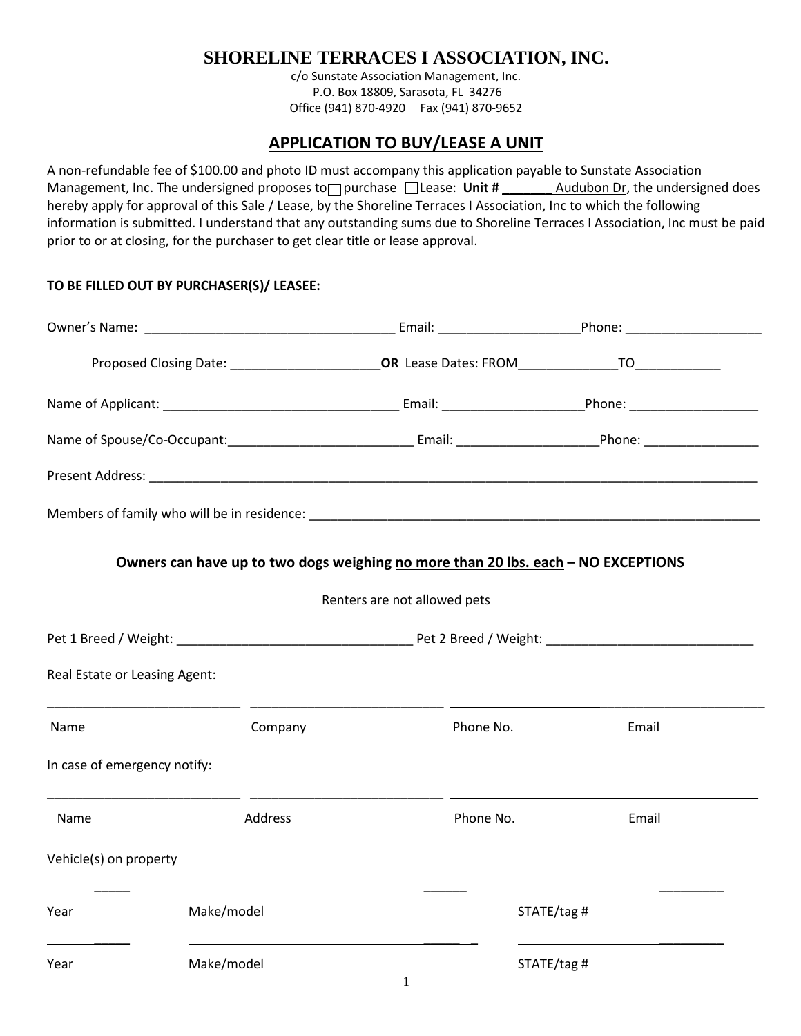# SHORELINE TERRACES I ASSOCIATION, INC.

c/o Sunstate Association Management, Inc.
P.O. Box 18809, Sarasota, FL 34276
Office (941) 870-4920 Fax (941) 870-9652

## APPLICATION TO BUY/LEASE A UNIT

A non-refundable fee of $100.00 and photo ID must accompany this application payable to Sunstate Association Management, Inc. The undersigned proposes to ☐ purchase ☐ Lease: **Unit # _______** Audubon Dr, the undersigned does hereby apply for approval of this Sale / Lease, by the Shoreline Terraces I Association, Inc to which the following information is submitted. I understand that any outstanding sums due to Shoreline Terraces I Association, Inc must be paid prior to or at closing, for the purchaser to get clear title or lease approval.

**TO BE FILLED OUT BY PURCHASER(S)/ LEASEE:**

Owner's Name: ___________________________________ Email: ___________________Phone: ___________________

Proposed Closing Date: _____________________**OR** Lease Dates: FROM_____________TO____________

Name of Applicant: _________________________________ Email: ___________________Phone: __________________

Name of Spouse/Co-Occupant:_________________________ Email: ___________________Phone: ________________

Present Address: ___________________________________________________________________________________

Members of family who will be in residence: _________________________________________________________________

**Owners can have up to two dogs weighing no more than 20 lbs. each – NO EXCEPTIONS**

Renters are not allowed pets

Pet 1 Breed / Weight: ________________________________ Pet 2 Breed / Weight: ____________________________

Real Estate or Leasing Agent:

___________________________ ___________________________ ___________________________ ___________________________

Name Company Phone No. Email

In case of emergency notify:

___________________________ ___________________________ ___________________________ ___________________________

Name Address Phone No. Email

Vehicle(s) on property

___________ ___________________________________ ___________________________

Year Make/model STATE/tag #

___________ ___________________________________ ___________________________

Year Make/model STATE/tag #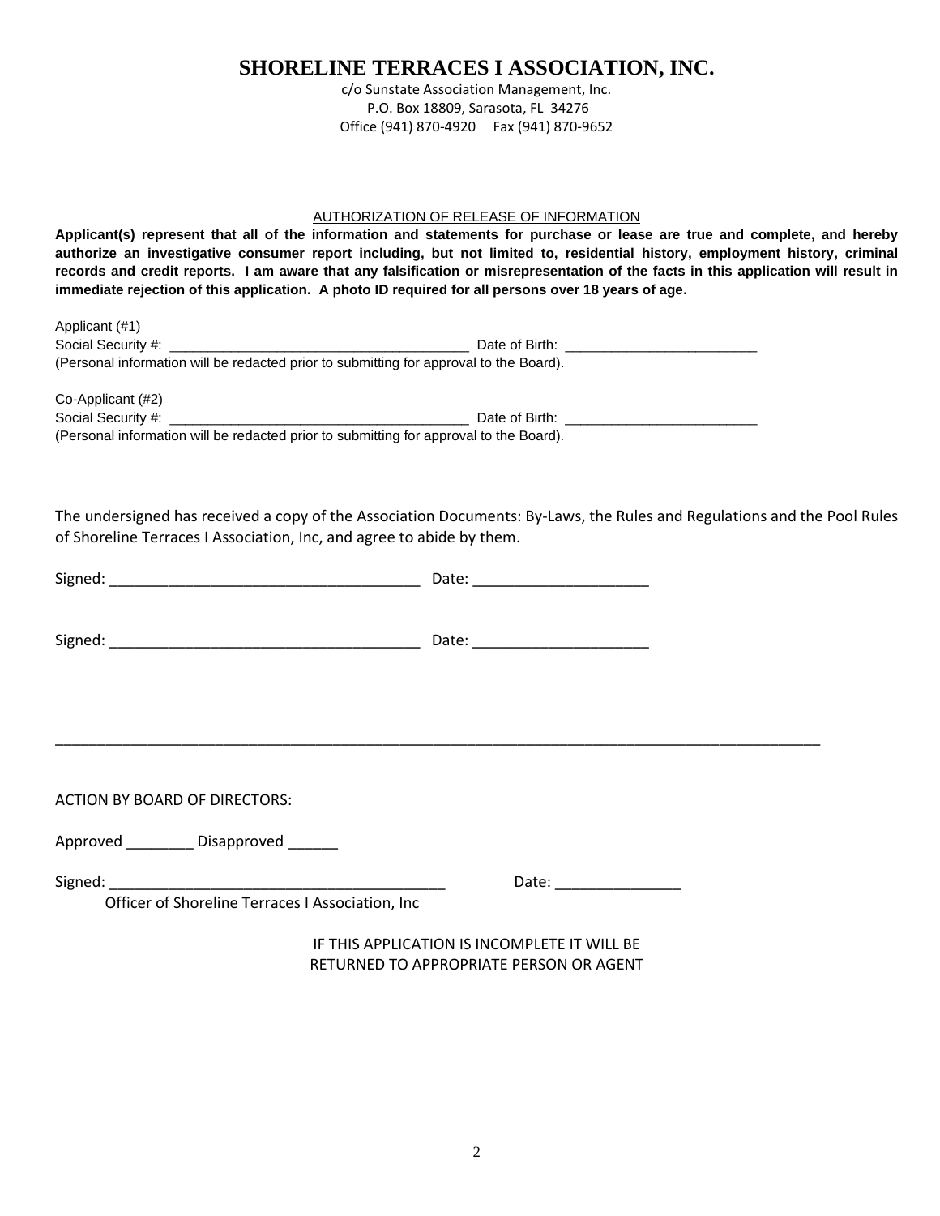# SHORELINE TERRACES I ASSOCIATION, INC.

c/o Sunstate Association Management, Inc.
P.O. Box 18809, Sarasota, FL 34276
Office (941) 870-4920 Fax (941) 870-9652

AUTHORIZATION OF RELEASE OF INFORMATION

**Applicant(s) represent that all of the information and statements for purchase or lease are true and complete, and hereby authorize an investigative consumer report including, but not limited to, residential history, employment history, criminal records and credit reports. I am aware that any falsification or misrepresentation of the facts in this application will result in immediate rejection of this application. A photo ID required for all persons over 18 years of age.**

Applicant (#1)
Social Security #: _______________________________________ Date of Birth: _________________________
(Personal information will be redacted prior to submitting for approval to the Board).

Co-Applicant (#2)
Social Security #: _______________________________________ Date of Birth: _________________________
(Personal information will be redacted prior to submitting for approval to the Board).

The undersigned has received a copy of the Association Documents: By-Laws, the Rules and Regulations and the Pool Rules of Shoreline Terraces I Association, Inc, and agree to abide by them.

Signed: _____________________________________ Date: _____________________

Signed: _____________________________________ Date: _____________________

---

ACTION BY BOARD OF DIRECTORS:

Approved ________ Disapproved ______

Signed: ________________________________________ Date: _______________
Officer of Shoreline Terraces I Association, Inc

IF THIS APPLICATION IS INCOMPLETE IT WILL BE
RETURNED TO APPROPRIATE PERSON OR AGENT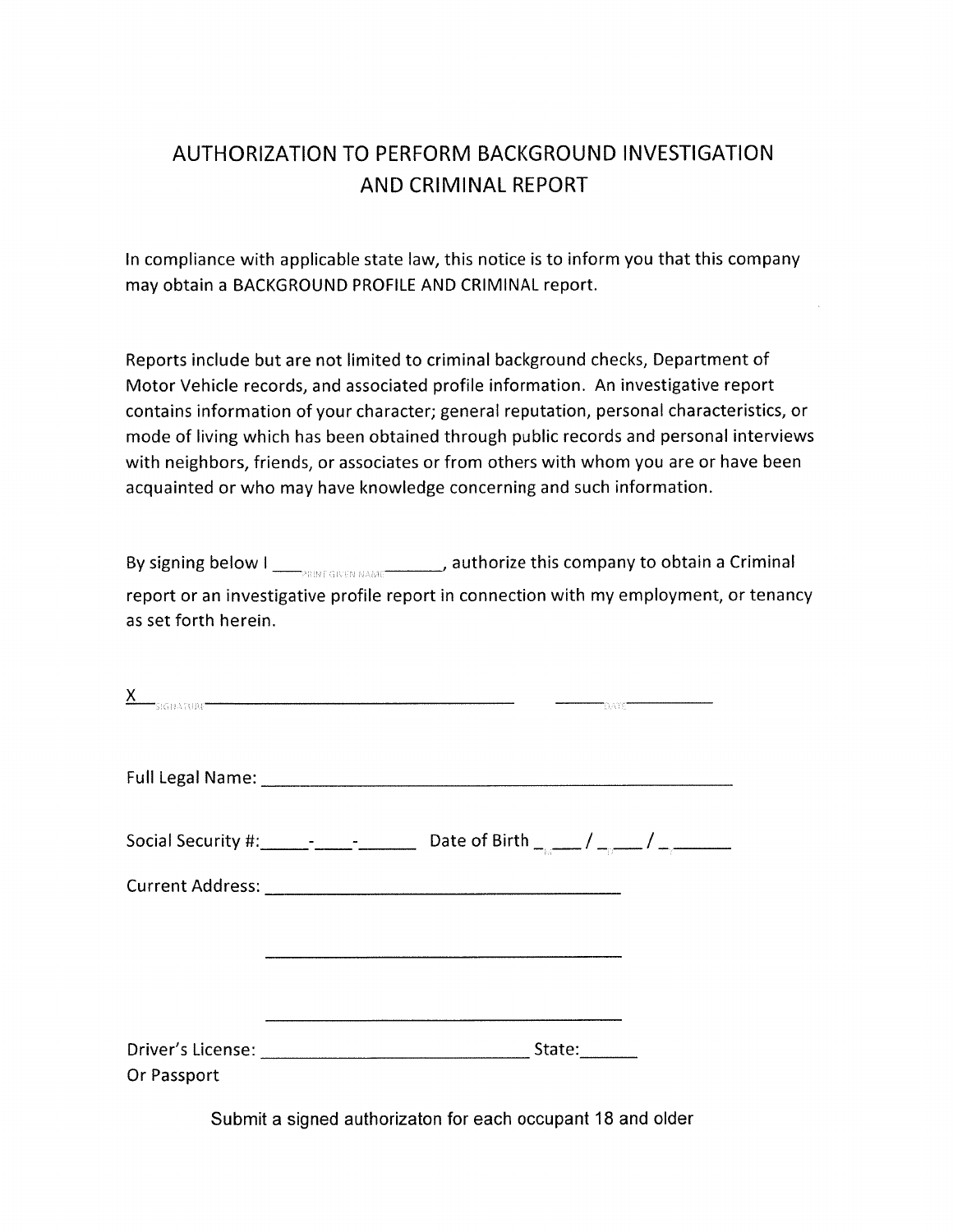# AUTHORIZATION TO PERFORM BACKGROUND INVESTIGATION AND CRIMINAL REPORT

In compliance with applicable state law, this notice is to inform you that this company may obtain a BACKGROUND PROFILE AND CRIMINAL report.

Reports include but are not limited to criminal background checks, Department of Motor Vehicle records, and associated profile information. An investigative report contains information of your character; general reputation, personal characteristics, or mode of living which has been obtained through public records and personal interviews with neighbors, friends, or associates or from others with whom you are or have been acquainted or who may have knowledge concerning and such information.

By signing below I ____PRINT GIVEN NAME____, authorize this company to obtain a Criminal report or an investigative profile report in connection with my employment, or tenancy as set forth herein.

X____SIGNATURE________________________ ______DATE______

Full Legal Name: ________________________________________

Social Security #:_____-____-______ Date of Birth __M__/__D__/__Y______

Current Address: ________________________________

________________________________

________________________________

Driver's License: _________________________ State:______
Or Passport

Submit a signed authorizaton for each occupant 18 and older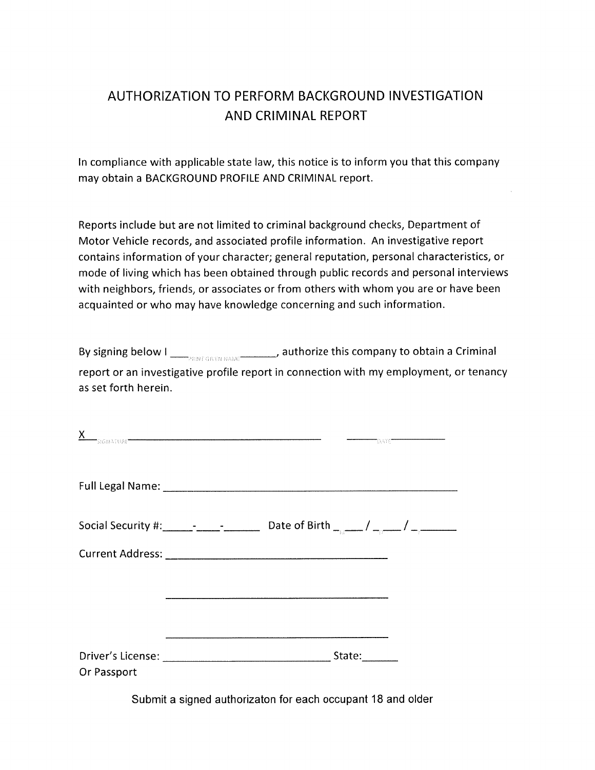# AUTHORIZATION TO PERFORM BACKGROUND INVESTIGATION AND CRIMINAL REPORT

In compliance with applicable state law, this notice is to inform you that this company may obtain a BACKGROUND PROFILE AND CRIMINAL report.

Reports include but are not limited to criminal background checks, Department of Motor Vehicle records, and associated profile information. An investigative report contains information of your character; general reputation, personal characteristics, or mode of living which has been obtained through public records and personal interviews with neighbors, friends, or associates or from others with whom you are or have been acquainted or who may have knowledge concerning and such information.

By signing below I \_\_\_\_PRINT GIVEN NAME\_\_\_\_\_\_, authorize this company to obtain a Criminal report or an investigative profile report in connection with my employment, or tenancy as set forth herein.

X\_\_SIGNATURE\_\_\_\_\_\_\_\_\_\_\_\_\_\_\_\_\_\_\_\_\_\_\_\_\_\_\_\_\_\_\_\_ \_\_\_\_\_\_DATE\_\_\_\_\_\_\_\_\_\_

Full Legal Name: \_\_\_\_\_\_\_\_\_\_\_\_\_\_\_\_\_\_\_\_\_\_\_\_\_\_\_\_\_\_\_\_\_\_\_\_\_\_\_\_\_\_\_\_\_\_\_\_

Social Security #:\_\_\_\_\_-\_\_\_\_-\_\_\_\_\_\_ Date of Birth \_\_\_\_/\_\_\_\_/\_\_\_\_\_\_

Current Address: \_\_\_\_\_\_\_\_\_\_\_\_\_\_\_\_\_\_\_\_\_\_\_\_\_\_\_\_\_\_\_\_\_\_\_\_\_\_\_\_

\_\_\_\_\_\_\_\_\_\_\_\_\_\_\_\_\_\_\_\_\_\_\_\_\_\_\_\_\_\_\_\_\_\_\_\_\_\_\_\_

\_\_\_\_\_\_\_\_\_\_\_\_\_\_\_\_\_\_\_\_\_\_\_\_\_\_\_\_\_\_\_\_\_\_\_\_\_\_\_\_

Driver's License: \_\_\_\_\_\_\_\_\_\_\_\_\_\_\_\_\_\_\_\_\_\_\_\_\_\_\_\_\_\_ State:\_\_\_\_\_\_
Or Passport

Submit a signed authorizaton for each occupant 18 and older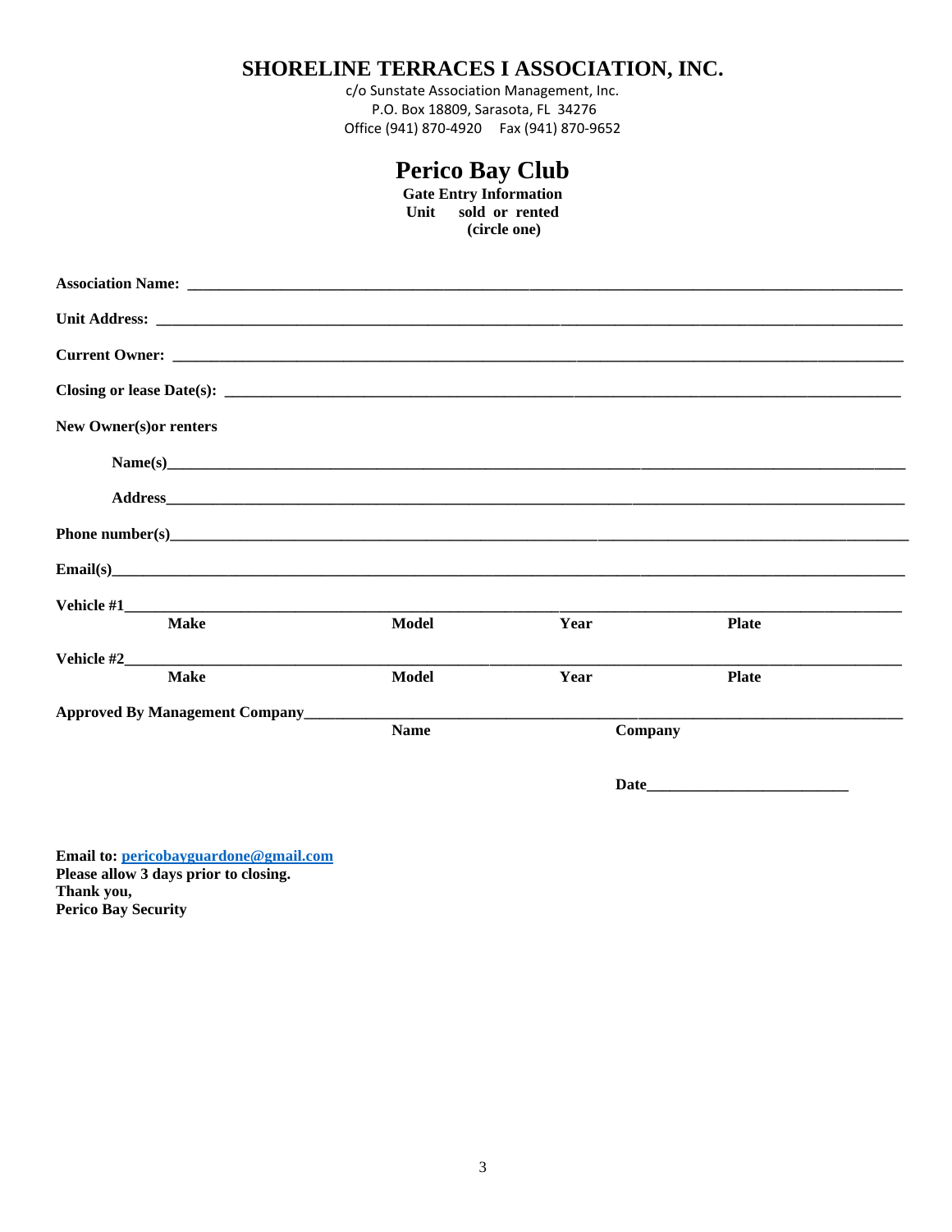# SHORELINE TERRACES I ASSOCIATION, INC.

c/o Sunstate Association Management, Inc.
P.O. Box 18809, Sarasota, FL 34276
Office (941) 870-4920 Fax (941) 870-9652

## Perico Bay Club

**Gate Entry Information**
**Unit sold or rented**
**(circle one)**

**Association Name:** ___________________________________________________________

**Unit Address:** ___________________________________________________________

**Current Owner:** ___________________________________________________________

**Closing or lease Date(s):** ___________________________________________________________

**New Owner(s)or renters**

**Name(s)**___________________________________________________________

**Address**___________________________________________________________

**Phone number(s)**___________________________________________________________

**Email(s)**___________________________________________________________

**Vehicle #1**___________________________________________________________
**Make** **Model** **Year** **Plate**

**Vehicle #2**___________________________________________________________
**Make** **Model** **Year** **Plate**

**Approved By Management Company**___________________________________________
**Name** **Company**

**Date**_________________________

**Email to:** **pericobayguardone@gmail.com**
**Please allow 3 days prior to closing.**
**Thank you,**
**Perico Bay Security**